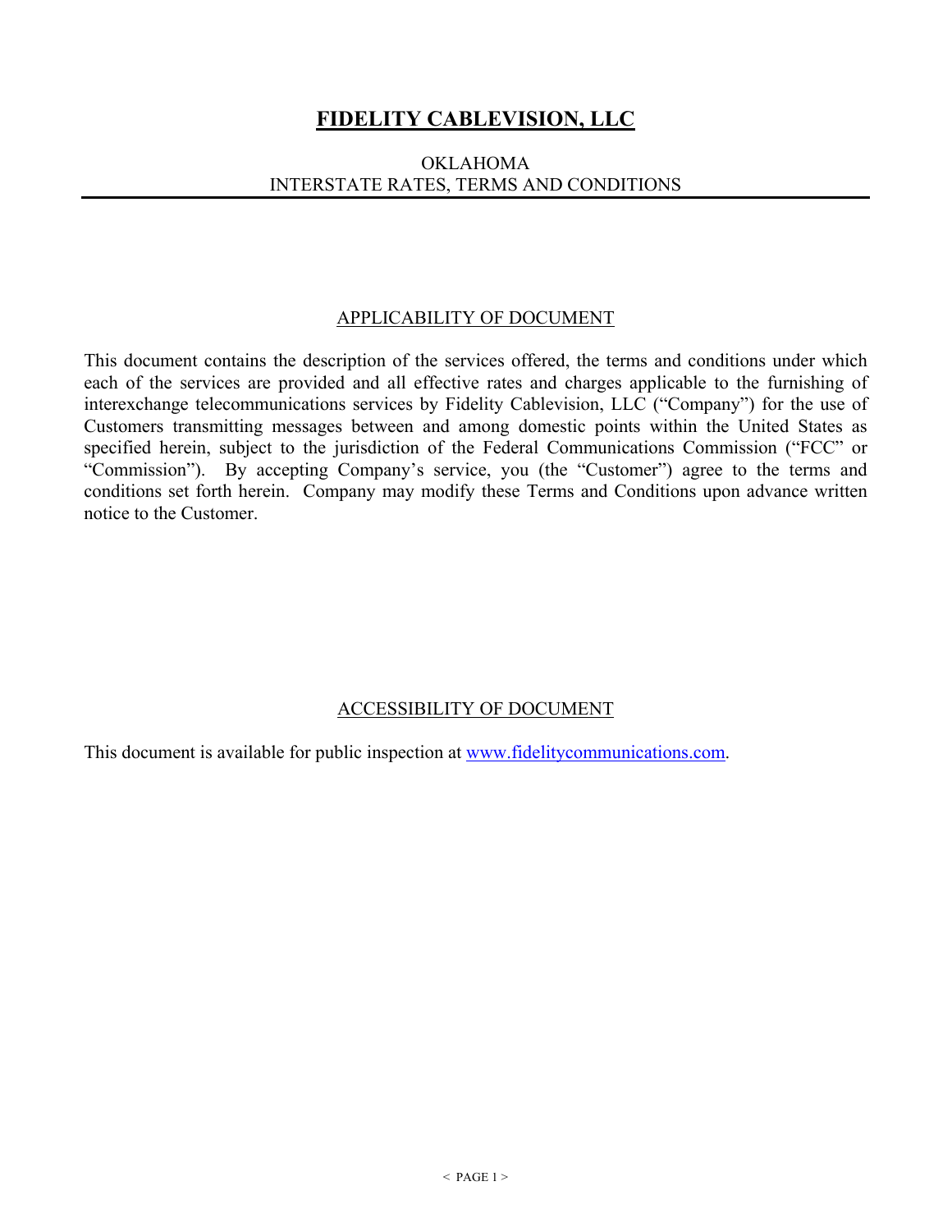# FIDELITY CABLEVISION, LLC

OKLAHOMA
INTERSTATE RATES, TERMS AND CONDITIONS

## APPLICABILITY OF DOCUMENT

This document contains the description of the services offered, the terms and conditions under which each of the services are provided and all effective rates and charges applicable to the furnishing of interexchange telecommunications services by Fidelity Cablevision, LLC ("Company") for the use of Customers transmitting messages between and among domestic points within the United States as specified herein, subject to the jurisdiction of the Federal Communications Commission ("FCC" or "Commission"). By accepting Company's service, you (the "Customer") agree to the terms and conditions set forth herein. Company may modify these Terms and Conditions upon advance written notice to the Customer.

## ACCESSIBILITY OF DOCUMENT

This document is available for public inspection at [www.fidelitycommunications.com](http://www.fidelitycommunications.com).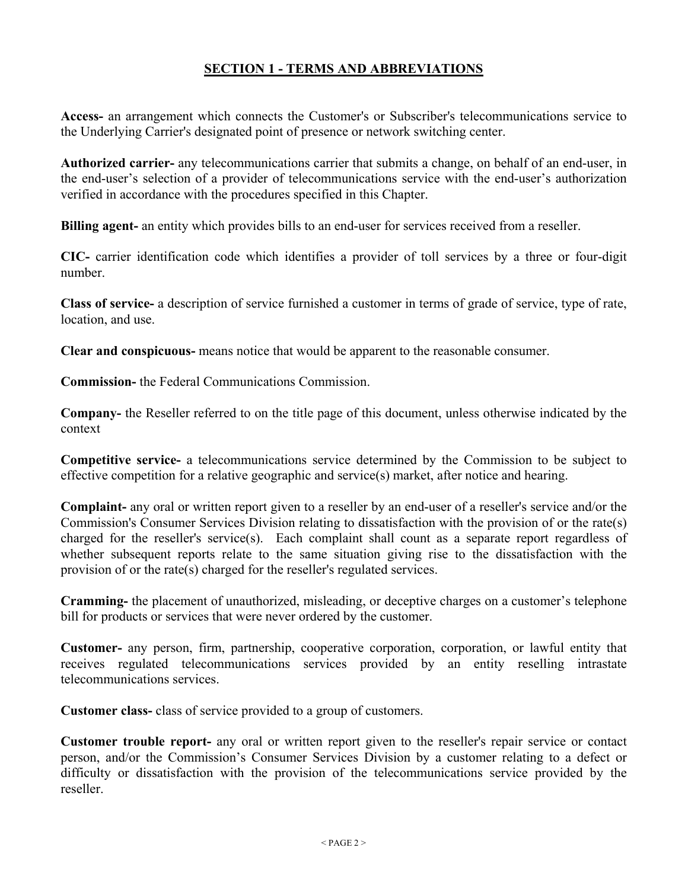## SECTION 1 - TERMS AND ABBREVIATIONS

**Access-** an arrangement which connects the Customer's or Subscriber's telecommunications service to the Underlying Carrier's designated point of presence or network switching center.

**Authorized carrier-** any telecommunications carrier that submits a change, on behalf of an end-user, in the end-user's selection of a provider of telecommunications service with the end-user's authorization verified in accordance with the procedures specified in this Chapter.

**Billing agent-** an entity which provides bills to an end-user for services received from a reseller.

**CIC-** carrier identification code which identifies a provider of toll services by a three or four-digit number.

**Class of service-** a description of service furnished a customer in terms of grade of service, type of rate, location, and use.

**Clear and conspicuous-** means notice that would be apparent to the reasonable consumer.

**Commission-** the Federal Communications Commission.

**Company-** the Reseller referred to on the title page of this document, unless otherwise indicated by the context

**Competitive service-** a telecommunications service determined by the Commission to be subject to effective competition for a relative geographic and service(s) market, after notice and hearing.

**Complaint-** any oral or written report given to a reseller by an end-user of a reseller's service and/or the Commission's Consumer Services Division relating to dissatisfaction with the provision of or the rate(s) charged for the reseller's service(s). Each complaint shall count as a separate report regardless of whether subsequent reports relate to the same situation giving rise to the dissatisfaction with the provision of or the rate(s) charged for the reseller's regulated services.

**Cramming-** the placement of unauthorized, misleading, or deceptive charges on a customer's telephone bill for products or services that were never ordered by the customer.

**Customer-** any person, firm, partnership, cooperative corporation, corporation, or lawful entity that receives regulated telecommunications services provided by an entity reselling intrastate telecommunications services.

**Customer class-** class of service provided to a group of customers.

**Customer trouble report-** any oral or written report given to the reseller's repair service or contact person, and/or the Commission's Consumer Services Division by a customer relating to a defect or difficulty or dissatisfaction with the provision of the telecommunications service provided by the reseller.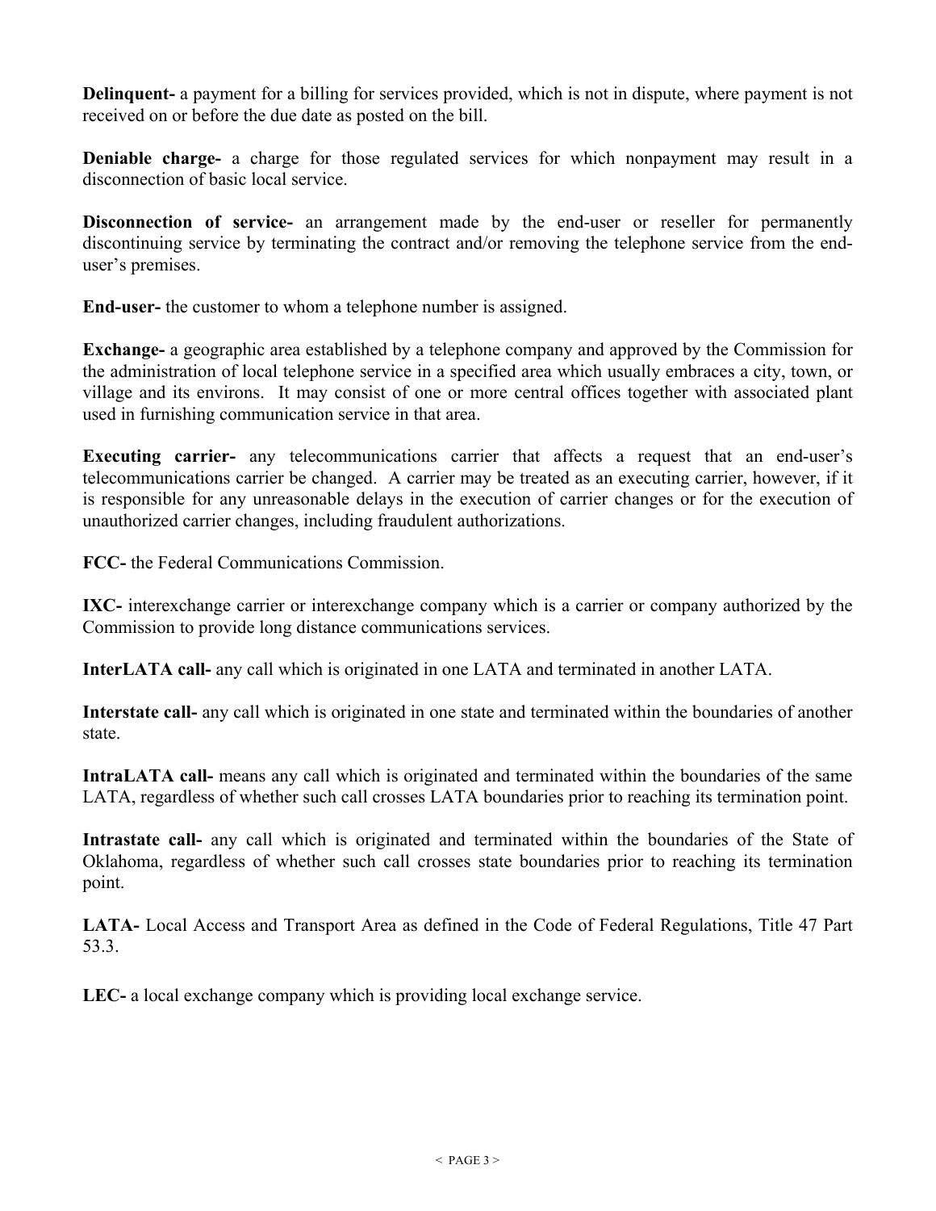**Delinquent-** a payment for a billing for services provided, which is not in dispute, where payment is not received on or before the due date as posted on the bill.

**Deniable charge-** a charge for those regulated services for which nonpayment may result in a disconnection of basic local service.

**Disconnection of service-** an arrangement made by the end-user or reseller for permanently discontinuing service by terminating the contract and/or removing the telephone service from the end-user's premises.

**End-user-** the customer to whom a telephone number is assigned.

**Exchange-** a geographic area established by a telephone company and approved by the Commission for the administration of local telephone service in a specified area which usually embraces a city, town, or village and its environs. It may consist of one or more central offices together with associated plant used in furnishing communication service in that area.

**Executing carrier-** any telecommunications carrier that affects a request that an end-user's telecommunications carrier be changed. A carrier may be treated as an executing carrier, however, if it is responsible for any unreasonable delays in the execution of carrier changes or for the execution of unauthorized carrier changes, including fraudulent authorizations.

**FCC-** the Federal Communications Commission.

**IXC-** interexchange carrier or interexchange company which is a carrier or company authorized by the Commission to provide long distance communications services.

**InterLATA call-** any call which is originated in one LATA and terminated in another LATA.

**Interstate call-** any call which is originated in one state and terminated within the boundaries of another state.

**IntraLATA call-** means any call which is originated and terminated within the boundaries of the same LATA, regardless of whether such call crosses LATA boundaries prior to reaching its termination point.

**Intrastate call-** any call which is originated and terminated within the boundaries of the State of Oklahoma, regardless of whether such call crosses state boundaries prior to reaching its termination point.

**LATA-** Local Access and Transport Area as defined in the Code of Federal Regulations, Title 47 Part 53.3.

**LEC-** a local exchange company which is providing local exchange service.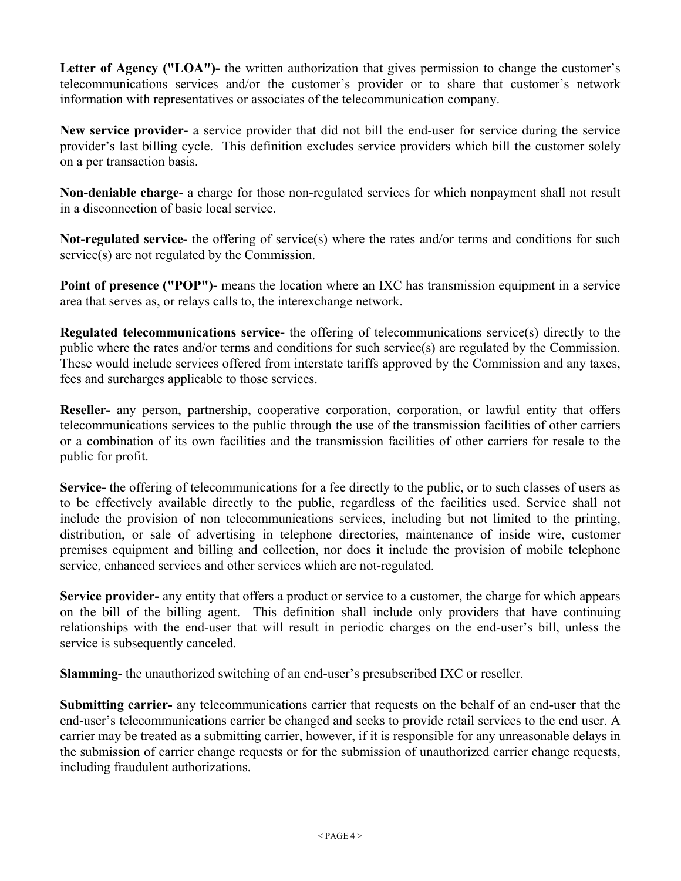**Letter of Agency ("LOA")-** the written authorization that gives permission to change the customer's telecommunications services and/or the customer's provider or to share that customer's network information with representatives or associates of the telecommunication company.

**New service provider-** a service provider that did not bill the end-user for service during the service provider's last billing cycle. This definition excludes service providers which bill the customer solely on a per transaction basis.

**Non-deniable charge-** a charge for those non-regulated services for which nonpayment shall not result in a disconnection of basic local service.

**Not-regulated service-** the offering of service(s) where the rates and/or terms and conditions for such service(s) are not regulated by the Commission.

**Point of presence ("POP")-** means the location where an IXC has transmission equipment in a service area that serves as, or relays calls to, the interexchange network.

**Regulated telecommunications service-** the offering of telecommunications service(s) directly to the public where the rates and/or terms and conditions for such service(s) are regulated by the Commission. These would include services offered from interstate tariffs approved by the Commission and any taxes, fees and surcharges applicable to those services.

**Reseller-** any person, partnership, cooperative corporation, corporation, or lawful entity that offers telecommunications services to the public through the use of the transmission facilities of other carriers or a combination of its own facilities and the transmission facilities of other carriers for resale to the public for profit.

**Service-** the offering of telecommunications for a fee directly to the public, or to such classes of users as to be effectively available directly to the public, regardless of the facilities used. Service shall not include the provision of non telecommunications services, including but not limited to the printing, distribution, or sale of advertising in telephone directories, maintenance of inside wire, customer premises equipment and billing and collection, nor does it include the provision of mobile telephone service, enhanced services and other services which are not-regulated.

**Service provider-** any entity that offers a product or service to a customer, the charge for which appears on the bill of the billing agent. This definition shall include only providers that have continuing relationships with the end-user that will result in periodic charges on the end-user's bill, unless the service is subsequently canceled.

**Slamming-** the unauthorized switching of an end-user's presubscribed IXC or reseller.

**Submitting carrier-** any telecommunications carrier that requests on the behalf of an end-user that the end-user's telecommunications carrier be changed and seeks to provide retail services to the end user. A carrier may be treated as a submitting carrier, however, if it is responsible for any unreasonable delays in the submission of carrier change requests or for the submission of unauthorized carrier change requests, including fraudulent authorizations.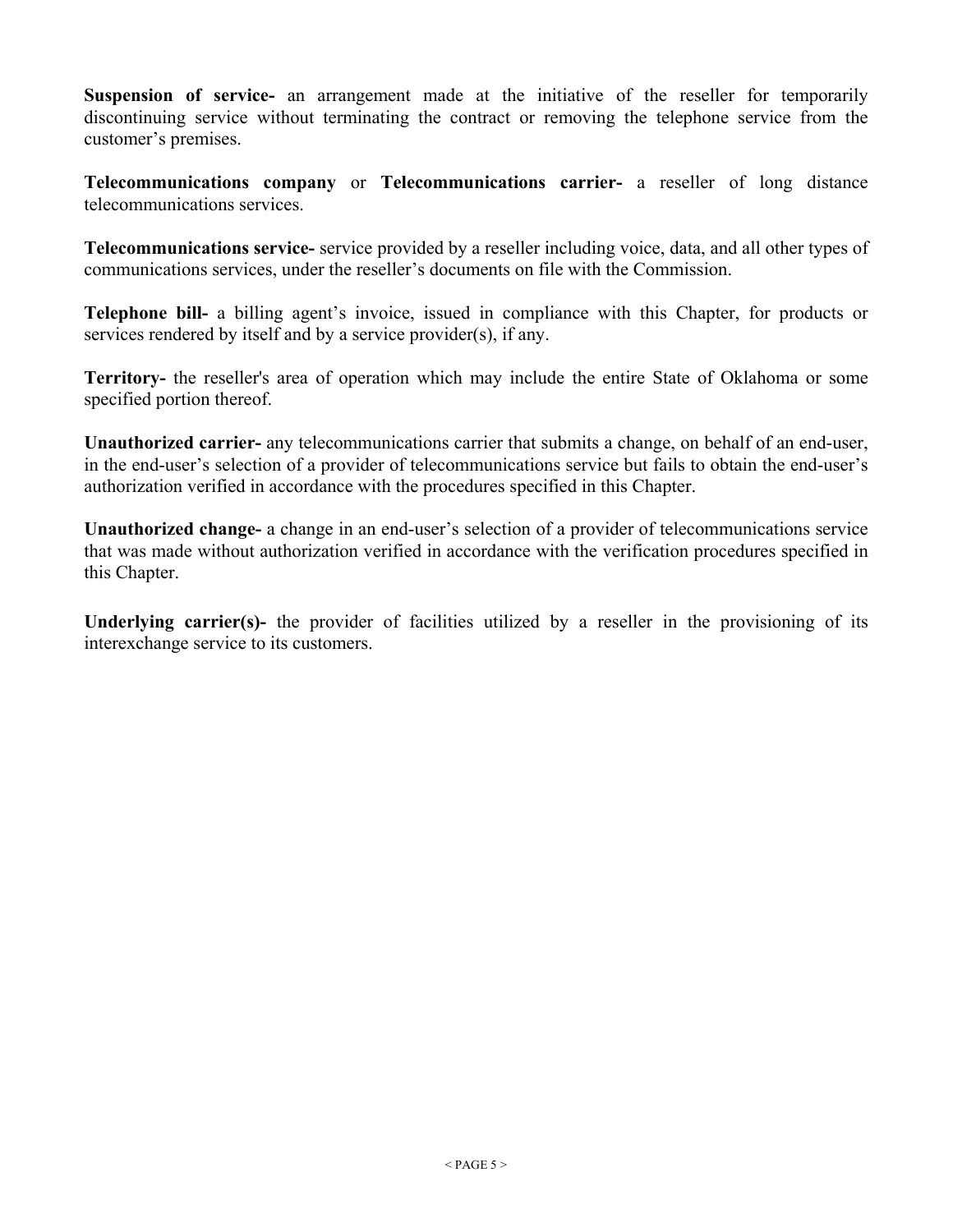**Suspension of service-** an arrangement made at the initiative of the reseller for temporarily discontinuing service without terminating the contract or removing the telephone service from the customer's premises.

**Telecommunications company** or **Telecommunications carrier-** a reseller of long distance telecommunications services.

**Telecommunications service-** service provided by a reseller including voice, data, and all other types of communications services, under the reseller's documents on file with the Commission.

**Telephone bill-** a billing agent's invoice, issued in compliance with this Chapter, for products or services rendered by itself and by a service provider(s), if any.

**Territory-** the reseller's area of operation which may include the entire State of Oklahoma or some specified portion thereof.

**Unauthorized carrier-** any telecommunications carrier that submits a change, on behalf of an end-user, in the end-user's selection of a provider of telecommunications service but fails to obtain the end-user's authorization verified in accordance with the procedures specified in this Chapter.

**Unauthorized change-** a change in an end-user's selection of a provider of telecommunications service that was made without authorization verified in accordance with the verification procedures specified in this Chapter.

**Underlying carrier(s)-** the provider of facilities utilized by a reseller in the provisioning of its interexchange service to its customers.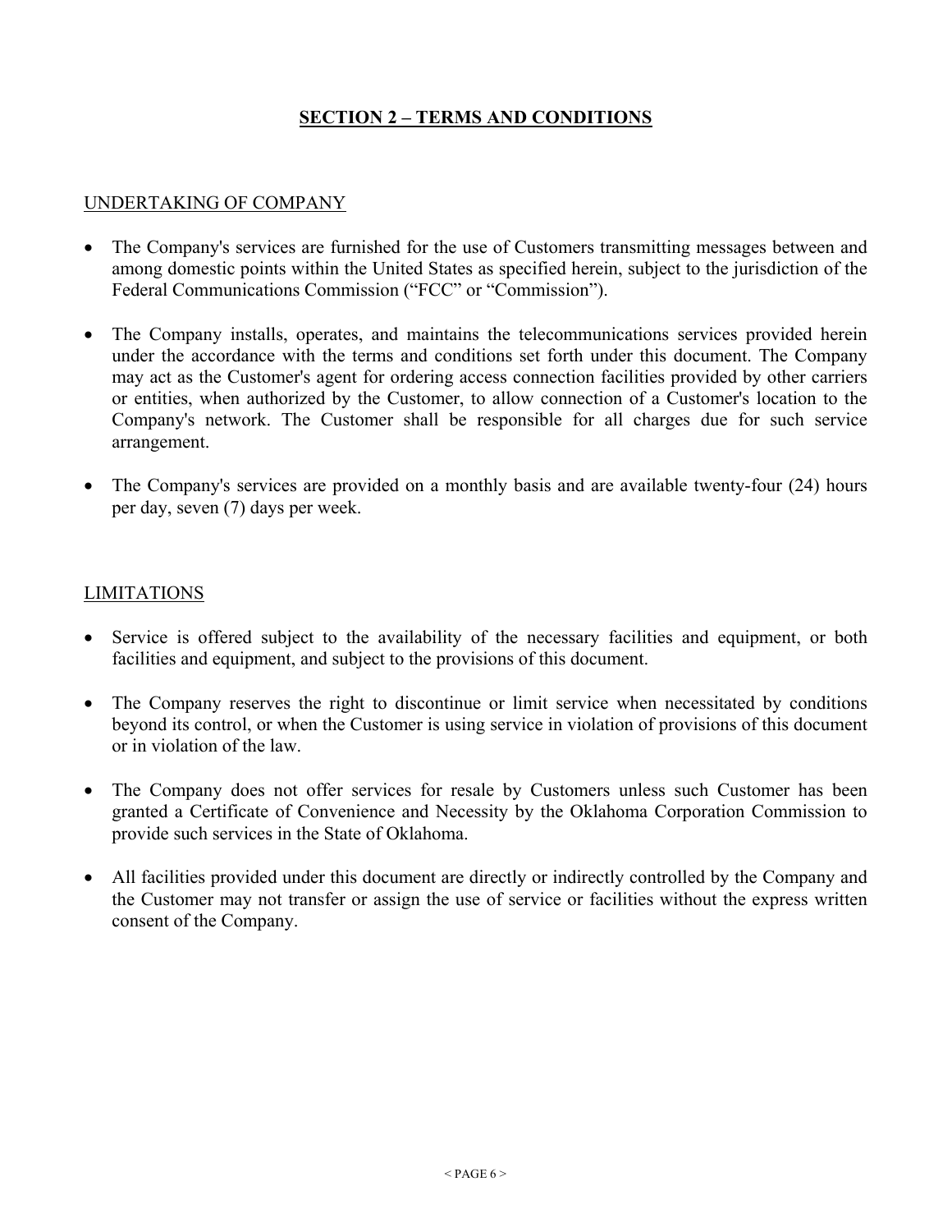## SECTION 2 – TERMS AND CONDITIONS

### UNDERTAKING OF COMPANY

- The Company's services are furnished for the use of Customers transmitting messages between and among domestic points within the United States as specified herein, subject to the jurisdiction of the Federal Communications Commission ("FCC" or "Commission").

- The Company installs, operates, and maintains the telecommunications services provided herein under the accordance with the terms and conditions set forth under this document. The Company may act as the Customer's agent for ordering access connection facilities provided by other carriers or entities, when authorized by the Customer, to allow connection of a Customer's location to the Company's network. The Customer shall be responsible for all charges due for such service arrangement.

- The Company's services are provided on a monthly basis and are available twenty-four (24) hours per day, seven (7) days per week.

### LIMITATIONS

- Service is offered subject to the availability of the necessary facilities and equipment, or both facilities and equipment, and subject to the provisions of this document.

- The Company reserves the right to discontinue or limit service when necessitated by conditions beyond its control, or when the Customer is using service in violation of provisions of this document or in violation of the law.

- The Company does not offer services for resale by Customers unless such Customer has been granted a Certificate of Convenience and Necessity by the Oklahoma Corporation Commission to provide such services in the State of Oklahoma.

- All facilities provided under this document are directly or indirectly controlled by the Company and the Customer may not transfer or assign the use of service or facilities without the express written consent of the Company.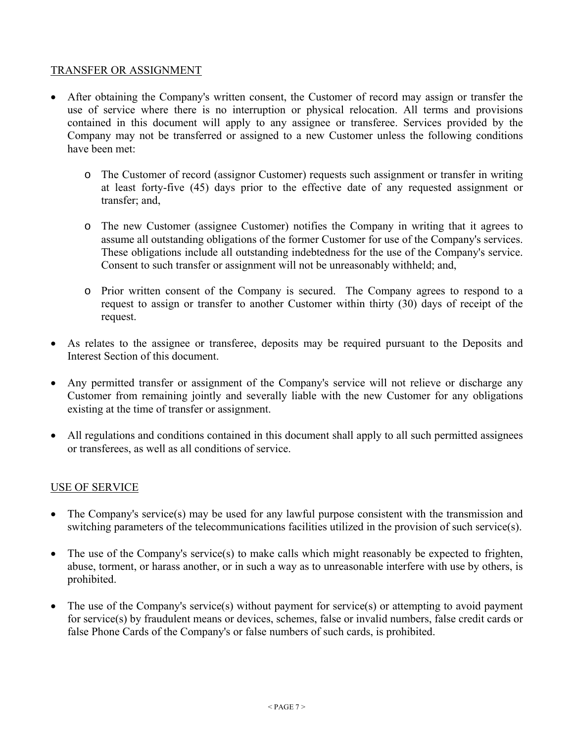## TRANSFER OR ASSIGNMENT

- After obtaining the Company's written consent, the Customer of record may assign or transfer the use of service where there is no interruption or physical relocation. All terms and provisions contained in this document will apply to any assignee or transferee. Services provided by the Company may not be transferred or assigned to a new Customer unless the following conditions have been met:
  - The Customer of record (assignor Customer) requests such assignment or transfer in writing at least forty-five (45) days prior to the effective date of any requested assignment or transfer; and,
  - The new Customer (assignee Customer) notifies the Company in writing that it agrees to assume all outstanding obligations of the former Customer for use of the Company's services. These obligations include all outstanding indebtedness for the use of the Company's service. Consent to such transfer or assignment will not be unreasonably withheld; and,
  - Prior written consent of the Company is secured. The Company agrees to respond to a request to assign or transfer to another Customer within thirty (30) days of receipt of the request.
- As relates to the assignee or transferee, deposits may be required pursuant to the Deposits and Interest Section of this document.
- Any permitted transfer or assignment of the Company's service will not relieve or discharge any Customer from remaining jointly and severally liable with the new Customer for any obligations existing at the time of transfer or assignment.
- All regulations and conditions contained in this document shall apply to all such permitted assignees or transferees, as well as all conditions of service.

## USE OF SERVICE

- The Company's service(s) may be used for any lawful purpose consistent with the transmission and switching parameters of the telecommunications facilities utilized in the provision of such service(s).
- The use of the Company's service(s) to make calls which might reasonably be expected to frighten, abuse, torment, or harass another, or in such a way as to unreasonable interfere with use by others, is prohibited.
- The use of the Company's service(s) without payment for service(s) or attempting to avoid payment for service(s) by fraudulent means or devices, schemes, false or invalid numbers, false credit cards or false Phone Cards of the Company's or false numbers of such cards, is prohibited.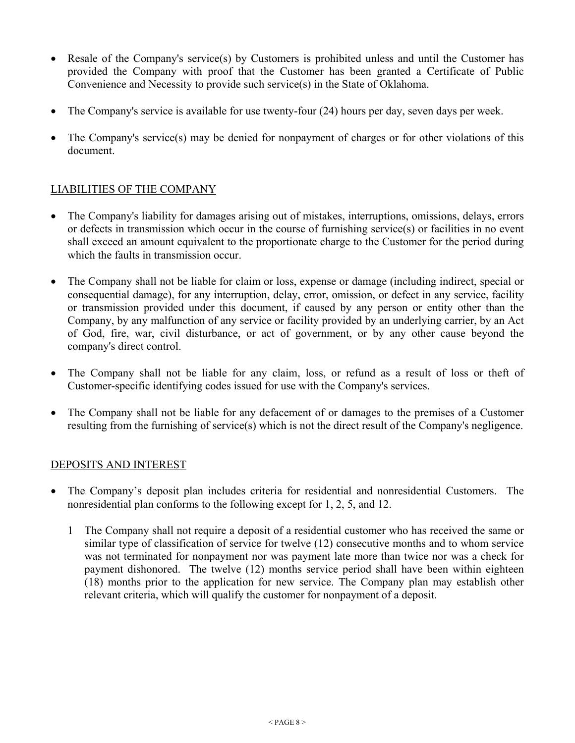- Resale of the Company's service(s) by Customers is prohibited unless and until the Customer has provided the Company with proof that the Customer has been granted a Certificate of Public Convenience and Necessity to provide such service(s) in the State of Oklahoma.
- The Company's service is available for use twenty-four (24) hours per day, seven days per week.
- The Company's service(s) may be denied for nonpayment of charges or for other violations of this document.

## LIABILITIES OF THE COMPANY

- The Company's liability for damages arising out of mistakes, interruptions, omissions, delays, errors or defects in transmission which occur in the course of furnishing service(s) or facilities in no event shall exceed an amount equivalent to the proportionate charge to the Customer for the period during which the faults in transmission occur.
- The Company shall not be liable for claim or loss, expense or damage (including indirect, special or consequential damage), for any interruption, delay, error, omission, or defect in any service, facility or transmission provided under this document, if caused by any person or entity other than the Company, by any malfunction of any service or facility provided by an underlying carrier, by an Act of God, fire, war, civil disturbance, or act of government, or by any other cause beyond the company's direct control.
- The Company shall not be liable for any claim, loss, or refund as a result of loss or theft of Customer-specific identifying codes issued for use with the Company's services.
- The Company shall not be liable for any defacement of or damages to the premises of a Customer resulting from the furnishing of service(s) which is not the direct result of the Company's negligence.

## DEPOSITS AND INTEREST

- The Company's deposit plan includes criteria for residential and nonresidential Customers. The nonresidential plan conforms to the following except for 1, 2, 5, and 12.

  1 The Company shall not require a deposit of a residential customer who has received the same or similar type of classification of service for twelve (12) consecutive months and to whom service was not terminated for nonpayment nor was payment late more than twice nor was a check for payment dishonored. The twelve (12) months service period shall have been within eighteen (18) months prior to the application for new service. The Company plan may establish other relevant criteria, which will qualify the customer for nonpayment of a deposit.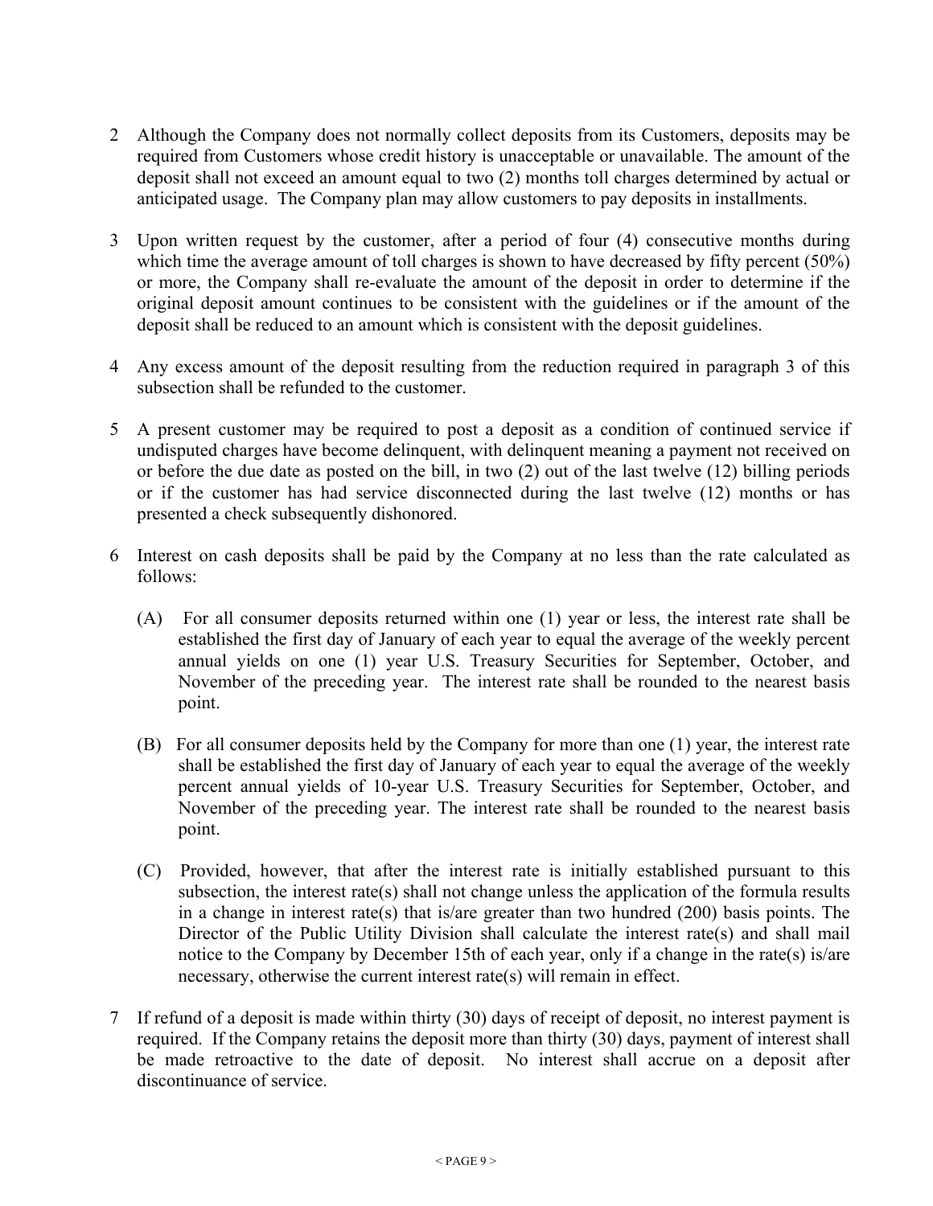2 Although the Company does not normally collect deposits from its Customers, deposits may be required from Customers whose credit history is unacceptable or unavailable. The amount of the deposit shall not exceed an amount equal to two (2) months toll charges determined by actual or anticipated usage. The Company plan may allow customers to pay deposits in installments.

3 Upon written request by the customer, after a period of four (4) consecutive months during which time the average amount of toll charges is shown to have decreased by fifty percent (50%) or more, the Company shall re-evaluate the amount of the deposit in order to determine if the original deposit amount continues to be consistent with the guidelines or if the amount of the deposit shall be reduced to an amount which is consistent with the deposit guidelines.

4 Any excess amount of the deposit resulting from the reduction required in paragraph 3 of this subsection shall be refunded to the customer.

5 A present customer may be required to post a deposit as a condition of continued service if undisputed charges have become delinquent, with delinquent meaning a payment not received on or before the due date as posted on the bill, in two (2) out of the last twelve (12) billing periods or if the customer has had service disconnected during the last twelve (12) months or has presented a check subsequently dishonored.

6 Interest on cash deposits shall be paid by the Company at no less than the rate calculated as follows:

(A) For all consumer deposits returned within one (1) year or less, the interest rate shall be established the first day of January of each year to equal the average of the weekly percent annual yields on one (1) year U.S. Treasury Securities for September, October, and November of the preceding year. The interest rate shall be rounded to the nearest basis point.

(B) For all consumer deposits held by the Company for more than one (1) year, the interest rate shall be established the first day of January of each year to equal the average of the weekly percent annual yields of 10-year U.S. Treasury Securities for September, October, and November of the preceding year. The interest rate shall be rounded to the nearest basis point.

(C) Provided, however, that after the interest rate is initially established pursuant to this subsection, the interest rate(s) shall not change unless the application of the formula results in a change in interest rate(s) that is/are greater than two hundred (200) basis points. The Director of the Public Utility Division shall calculate the interest rate(s) and shall mail notice to the Company by December 15th of each year, only if a change in the rate(s) is/are necessary, otherwise the current interest rate(s) will remain in effect.

7 If refund of a deposit is made within thirty (30) days of receipt of deposit, no interest payment is required. If the Company retains the deposit more than thirty (30) days, payment of interest shall be made retroactive to the date of deposit. No interest shall accrue on a deposit after discontinuance of service.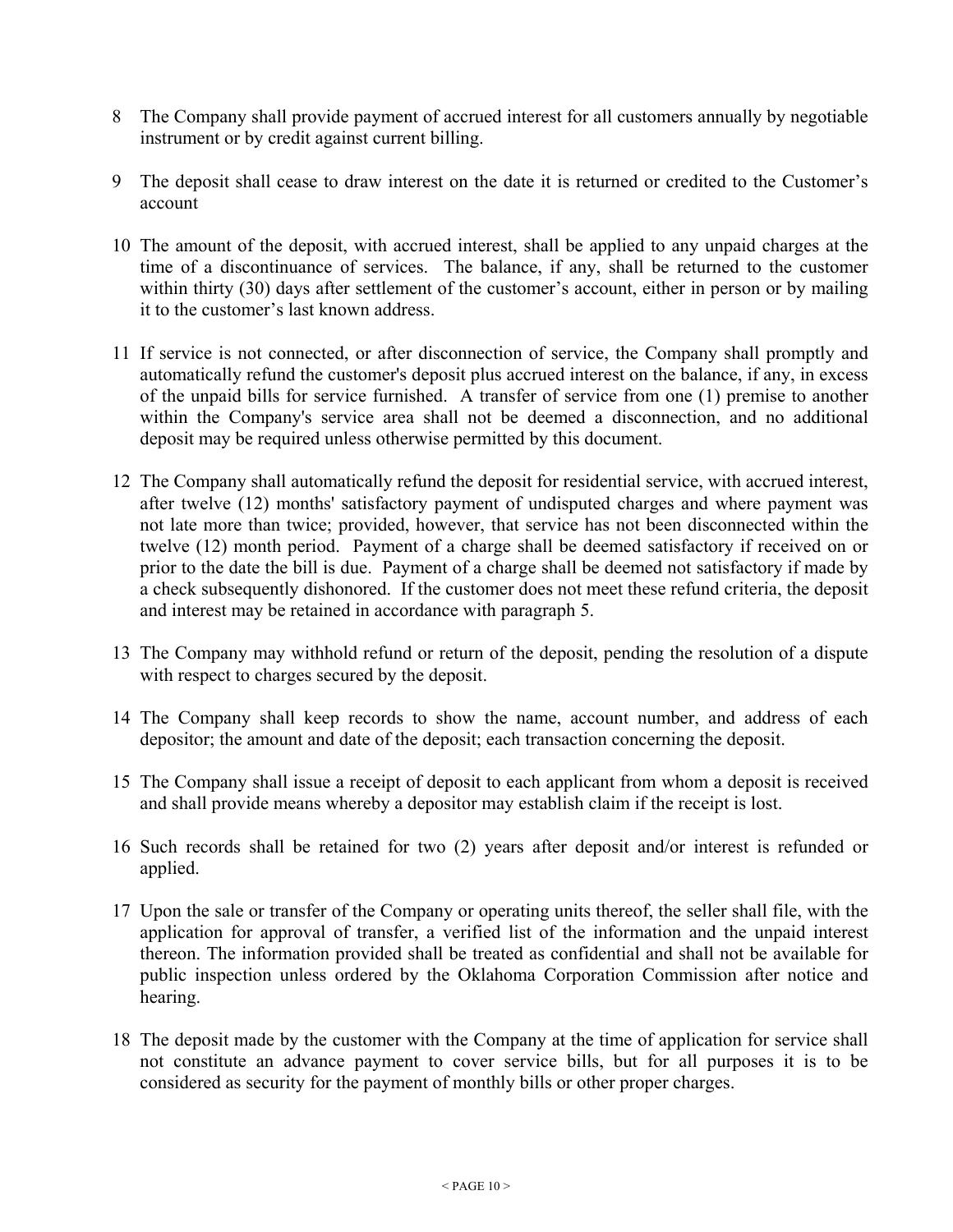8 The Company shall provide payment of accrued interest for all customers annually by negotiable instrument or by credit against current billing.

9 The deposit shall cease to draw interest on the date it is returned or credited to the Customer's account

10 The amount of the deposit, with accrued interest, shall be applied to any unpaid charges at the time of a discontinuance of services. The balance, if any, shall be returned to the customer within thirty (30) days after settlement of the customer's account, either in person or by mailing it to the customer's last known address.

11 If service is not connected, or after disconnection of service, the Company shall promptly and automatically refund the customer's deposit plus accrued interest on the balance, if any, in excess of the unpaid bills for service furnished. A transfer of service from one (1) premise to another within the Company's service area shall not be deemed a disconnection, and no additional deposit may be required unless otherwise permitted by this document.

12 The Company shall automatically refund the deposit for residential service, with accrued interest, after twelve (12) months' satisfactory payment of undisputed charges and where payment was not late more than twice; provided, however, that service has not been disconnected within the twelve (12) month period. Payment of a charge shall be deemed satisfactory if received on or prior to the date the bill is due. Payment of a charge shall be deemed not satisfactory if made by a check subsequently dishonored. If the customer does not meet these refund criteria, the deposit and interest may be retained in accordance with paragraph 5.

13 The Company may withhold refund or return of the deposit, pending the resolution of a dispute with respect to charges secured by the deposit.

14 The Company shall keep records to show the name, account number, and address of each depositor; the amount and date of the deposit; each transaction concerning the deposit.

15 The Company shall issue a receipt of deposit to each applicant from whom a deposit is received and shall provide means whereby a depositor may establish claim if the receipt is lost.

16 Such records shall be retained for two (2) years after deposit and/or interest is refunded or applied.

17 Upon the sale or transfer of the Company or operating units thereof, the seller shall file, with the application for approval of transfer, a verified list of the information and the unpaid interest thereon. The information provided shall be treated as confidential and shall not be available for public inspection unless ordered by the Oklahoma Corporation Commission after notice and hearing.

18 The deposit made by the customer with the Company at the time of application for service shall not constitute an advance payment to cover service bills, but for all purposes it is to be considered as security for the payment of monthly bills or other proper charges.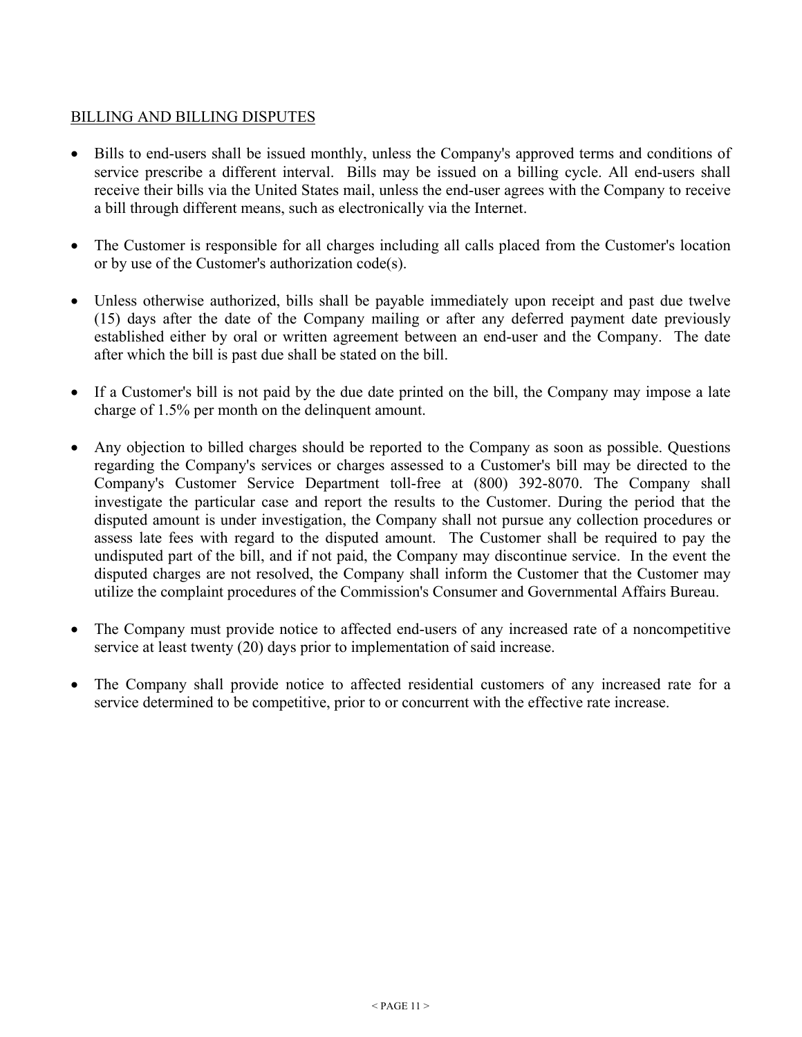## BILLING AND BILLING DISPUTES

- Bills to end-users shall be issued monthly, unless the Company's approved terms and conditions of service prescribe a different interval. Bills may be issued on a billing cycle. All end-users shall receive their bills via the United States mail, unless the end-user agrees with the Company to receive a bill through different means, such as electronically via the Internet.

- The Customer is responsible for all charges including all calls placed from the Customer's location or by use of the Customer's authorization code(s).

- Unless otherwise authorized, bills shall be payable immediately upon receipt and past due twelve (15) days after the date of the Company mailing or after any deferred payment date previously established either by oral or written agreement between an end-user and the Company. The date after which the bill is past due shall be stated on the bill.

- If a Customer's bill is not paid by the due date printed on the bill, the Company may impose a late charge of 1.5% per month on the delinquent amount.

- Any objection to billed charges should be reported to the Company as soon as possible. Questions regarding the Company's services or charges assessed to a Customer's bill may be directed to the Company's Customer Service Department toll-free at (800) 392-8070. The Company shall investigate the particular case and report the results to the Customer. During the period that the disputed amount is under investigation, the Company shall not pursue any collection procedures or assess late fees with regard to the disputed amount. The Customer shall be required to pay the undisputed part of the bill, and if not paid, the Company may discontinue service. In the event the disputed charges are not resolved, the Company shall inform the Customer that the Customer may utilize the complaint procedures of the Commission's Consumer and Governmental Affairs Bureau.

- The Company must provide notice to affected end-users of any increased rate of a noncompetitive service at least twenty (20) days prior to implementation of said increase.

- The Company shall provide notice to affected residential customers of any increased rate for a service determined to be competitive, prior to or concurrent with the effective rate increase.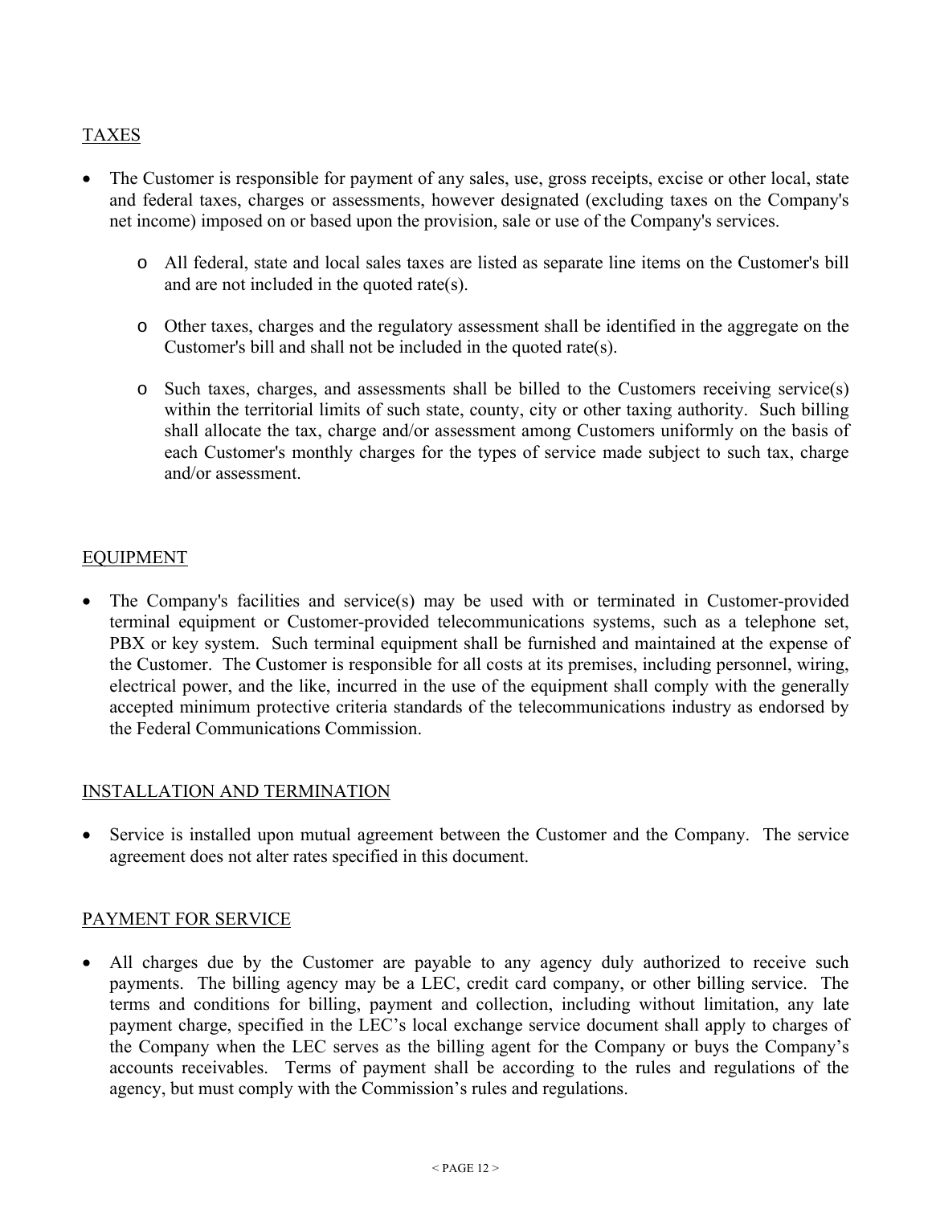## TAXES

- The Customer is responsible for payment of any sales, use, gross receipts, excise or other local, state and federal taxes, charges or assessments, however designated (excluding taxes on the Company's net income) imposed on or based upon the provision, sale or use of the Company's services.
  - All federal, state and local sales taxes are listed as separate line items on the Customer's bill and are not included in the quoted rate(s).
  - Other taxes, charges and the regulatory assessment shall be identified in the aggregate on the Customer's bill and shall not be included in the quoted rate(s).
  - Such taxes, charges, and assessments shall be billed to the Customers receiving service(s) within the territorial limits of such state, county, city or other taxing authority. Such billing shall allocate the tax, charge and/or assessment among Customers uniformly on the basis of each Customer's monthly charges for the types of service made subject to such tax, charge and/or assessment.

## EQUIPMENT

- The Company's facilities and service(s) may be used with or terminated in Customer-provided terminal equipment or Customer-provided telecommunications systems, such as a telephone set, PBX or key system. Such terminal equipment shall be furnished and maintained at the expense of the Customer. The Customer is responsible for all costs at its premises, including personnel, wiring, electrical power, and the like, incurred in the use of the equipment shall comply with the generally accepted minimum protective criteria standards of the telecommunications industry as endorsed by the Federal Communications Commission.

## INSTALLATION AND TERMINATION

- Service is installed upon mutual agreement between the Customer and the Company. The service agreement does not alter rates specified in this document.

## PAYMENT FOR SERVICE

- All charges due by the Customer are payable to any agency duly authorized to receive such payments. The billing agency may be a LEC, credit card company, or other billing service. The terms and conditions for billing, payment and collection, including without limitation, any late payment charge, specified in the LEC's local exchange service document shall apply to charges of the Company when the LEC serves as the billing agent for the Company or buys the Company's accounts receivables. Terms of payment shall be according to the rules and regulations of the agency, but must comply with the Commission's rules and regulations.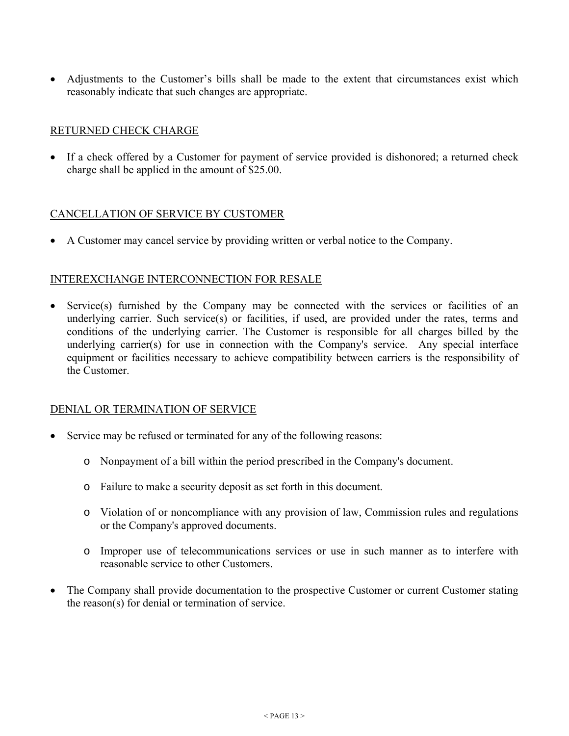- Adjustments to the Customer's bills shall be made to the extent that circumstances exist which reasonably indicate that such changes are appropriate.

## RETURNED CHECK CHARGE

- If a check offered by a Customer for payment of service provided is dishonored; a returned check charge shall be applied in the amount of $25.00.

## CANCELLATION OF SERVICE BY CUSTOMER

- A Customer may cancel service by providing written or verbal notice to the Company.

## INTEREXCHANGE INTERCONNECTION FOR RESALE

- Service(s) furnished by the Company may be connected with the services or facilities of an underlying carrier. Such service(s) or facilities, if used, are provided under the rates, terms and conditions of the underlying carrier. The Customer is responsible for all charges billed by the underlying carrier(s) for use in connection with the Company's service. Any special interface equipment or facilities necessary to achieve compatibility between carriers is the responsibility of the Customer.

## DENIAL OR TERMINATION OF SERVICE

- Service may be refused or terminated for any of the following reasons:
  - Nonpayment of a bill within the period prescribed in the Company's document.
  - Failure to make a security deposit as set forth in this document.
  - Violation of or noncompliance with any provision of law, Commission rules and regulations or the Company's approved documents.
  - Improper use of telecommunications services or use in such manner as to interfere with reasonable service to other Customers.
- The Company shall provide documentation to the prospective Customer or current Customer stating the reason(s) for denial or termination of service.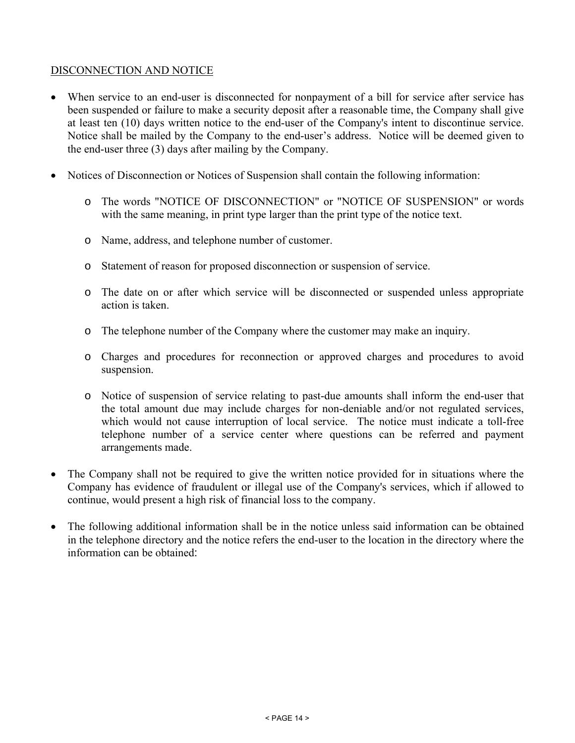DISCONNECTION AND NOTICE

- When service to an end-user is disconnected for nonpayment of a bill for service after service has been suspended or failure to make a security deposit after a reasonable time, the Company shall give at least ten (10) days written notice to the end-user of the Company's intent to discontinue service. Notice shall be mailed by the Company to the end-user's address. Notice will be deemed given to the end-user three (3) days after mailing by the Company.

- Notices of Disconnection or Notices of Suspension shall contain the following information:

  - The words "NOTICE OF DISCONNECTION" or "NOTICE OF SUSPENSION" or words with the same meaning, in print type larger than the print type of the notice text.

  - Name, address, and telephone number of customer.

  - Statement of reason for proposed disconnection or suspension of service.

  - The date on or after which service will be disconnected or suspended unless appropriate action is taken.

  - The telephone number of the Company where the customer may make an inquiry.

  - Charges and procedures for reconnection or approved charges and procedures to avoid suspension.

  - Notice of suspension of service relating to past-due amounts shall inform the end-user that the total amount due may include charges for non-deniable and/or not regulated services, which would not cause interruption of local service. The notice must indicate a toll-free telephone number of a service center where questions can be referred and payment arrangements made.

- The Company shall not be required to give the written notice provided for in situations where the Company has evidence of fraudulent or illegal use of the Company's services, which if allowed to continue, would present a high risk of financial loss to the company.

- The following additional information shall be in the notice unless said information can be obtained in the telephone directory and the notice refers the end-user to the location in the directory where the information can be obtained: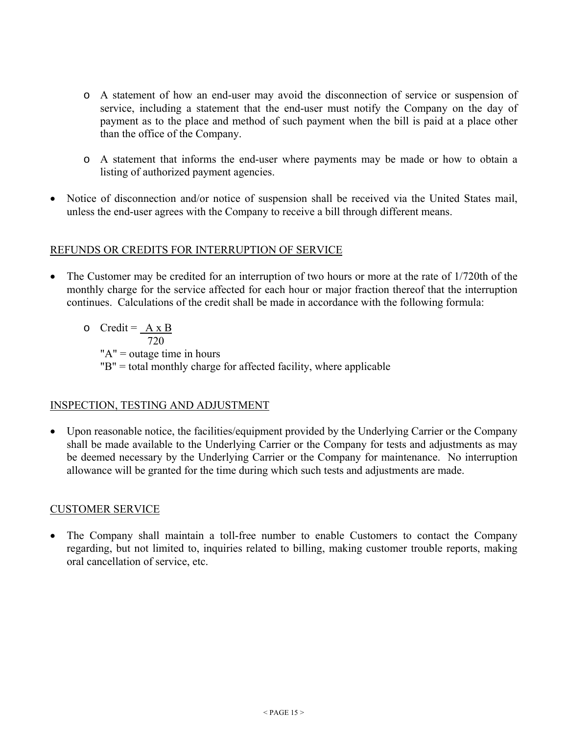- A statement of how an end-user may avoid the disconnection of service or suspension of service, including a statement that the end-user must notify the Company on the day of payment as to the place and method of such payment when the bill is paid at a place other than the office of the Company.

  - A statement that informs the end-user where payments may be made or how to obtain a listing of authorized payment agencies.

- Notice of disconnection and/or notice of suspension shall be received via the United States mail, unless the end-user agrees with the Company to receive a bill through different means.

<u>REFUNDS OR CREDITS FOR INTERRUPTION OF SERVICE</u>

- The Customer may be credited for an interruption of two hours or more at the rate of 1/720th of the monthly charge for the service affected for each hour or major fraction thereof that the interruption continues. Calculations of the credit shall be made in accordance with the following formula:

  - $\text{Credit} = \frac{A \times B}{720}$

    "A" = outage time in hours
    "B" = total monthly charge for affected facility, where applicable

<u>INSPECTION, TESTING AND ADJUSTMENT</u>

- Upon reasonable notice, the facilities/equipment provided by the Underlying Carrier or the Company shall be made available to the Underlying Carrier or the Company for tests and adjustments as may be deemed necessary by the Underlying Carrier or the Company for maintenance. No interruption allowance will be granted for the time during which such tests and adjustments are made.

<u>CUSTOMER SERVICE</u>

- The Company shall maintain a toll-free number to enable Customers to contact the Company regarding, but not limited to, inquiries related to billing, making customer trouble reports, making oral cancellation of service, etc.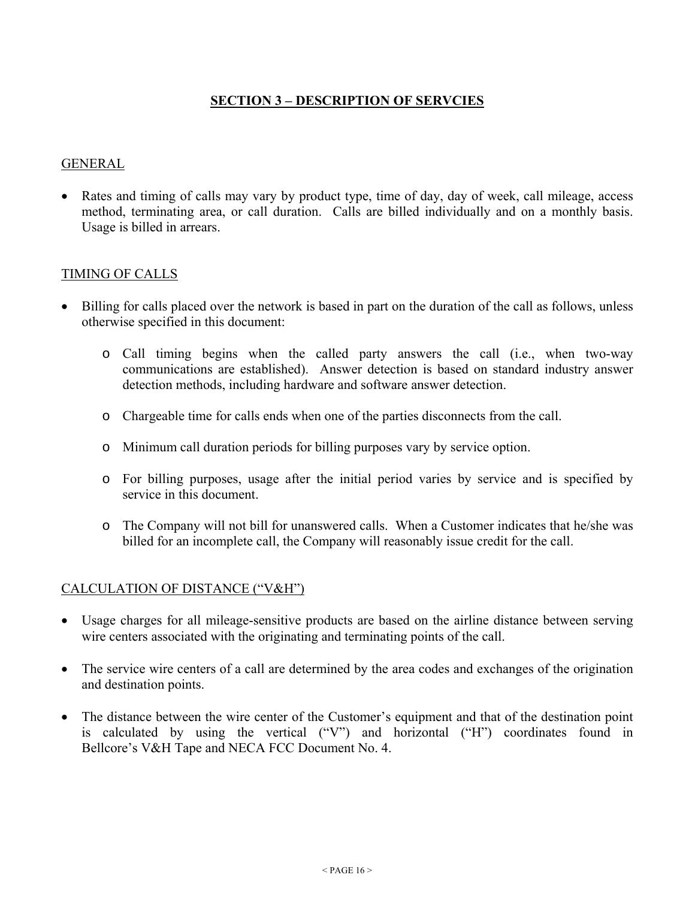# SECTION 3 – DESCRIPTION OF SERVCIES

## GENERAL

- Rates and timing of calls may vary by product type, time of day, day of week, call mileage, access method, terminating area, or call duration. Calls are billed individually and on a monthly basis. Usage is billed in arrears.

## TIMING OF CALLS

- Billing for calls placed over the network is based in part on the duration of the call as follows, unless otherwise specified in this document:
  - Call timing begins when the called party answers the call (i.e., when two-way communications are established). Answer detection is based on standard industry answer detection methods, including hardware and software answer detection.
  - Chargeable time for calls ends when one of the parties disconnects from the call.
  - Minimum call duration periods for billing purposes vary by service option.
  - For billing purposes, usage after the initial period varies by service and is specified by service in this document.
  - The Company will not bill for unanswered calls. When a Customer indicates that he/she was billed for an incomplete call, the Company will reasonably issue credit for the call.

## CALCULATION OF DISTANCE ("V&H")

- Usage charges for all mileage-sensitive products are based on the airline distance between serving wire centers associated with the originating and terminating points of the call.
- The service wire centers of a call are determined by the area codes and exchanges of the origination and destination points.
- The distance between the wire center of the Customer's equipment and that of the destination point is calculated by using the vertical ("V") and horizontal ("H") coordinates found in Bellcore's V&H Tape and NECA FCC Document No. 4.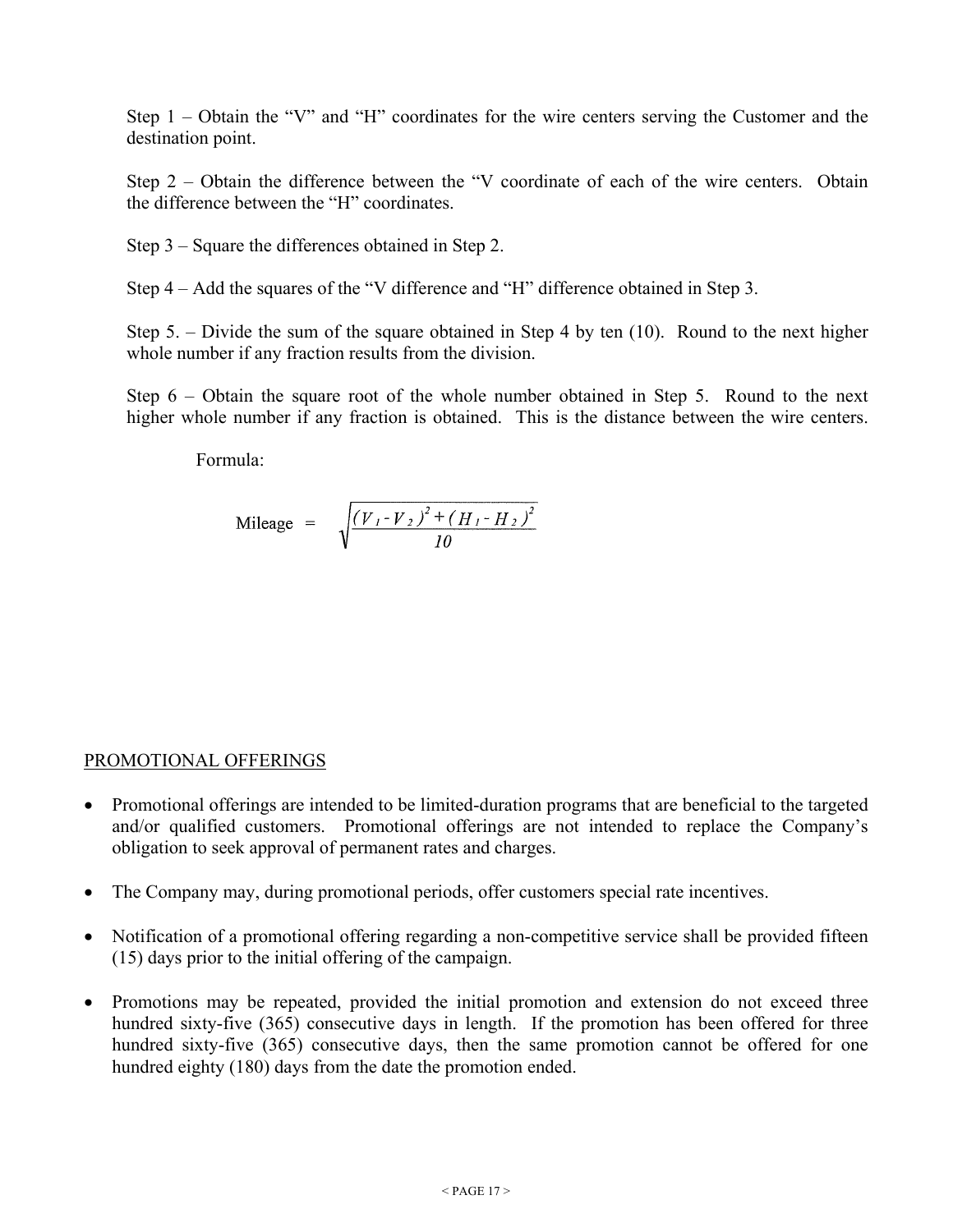Step 1 – Obtain the "V" and "H" coordinates for the wire centers serving the Customer and the destination point.

Step 2 – Obtain the difference between the "V coordinate of each of the wire centers. Obtain the difference between the "H" coordinates.

Step 3 – Square the differences obtained in Step 2.

Step 4 – Add the squares of the "V difference and "H" difference obtained in Step 3.

Step 5. – Divide the sum of the square obtained in Step 4 by ten (10). Round to the next higher whole number if any fraction results from the division.

Step 6 – Obtain the square root of the whole number obtained in Step 5. Round to the next higher whole number if any fraction is obtained. This is the distance between the wire centers.

Formula:

$$\text{Mileage} = \sqrt{\frac{(V_1 - V_2)^2 + (H_1 - H_2)^2}{10}}$$

## PROMOTIONAL OFFERINGS

- Promotional offerings are intended to be limited-duration programs that are beneficial to the targeted and/or qualified customers. Promotional offerings are not intended to replace the Company's obligation to seek approval of permanent rates and charges.
- The Company may, during promotional periods, offer customers special rate incentives.
- Notification of a promotional offering regarding a non-competitive service shall be provided fifteen (15) days prior to the initial offering of the campaign.
- Promotions may be repeated, provided the initial promotion and extension do not exceed three hundred sixty-five (365) consecutive days in length. If the promotion has been offered for three hundred sixty-five (365) consecutive days, then the same promotion cannot be offered for one hundred eighty (180) days from the date the promotion ended.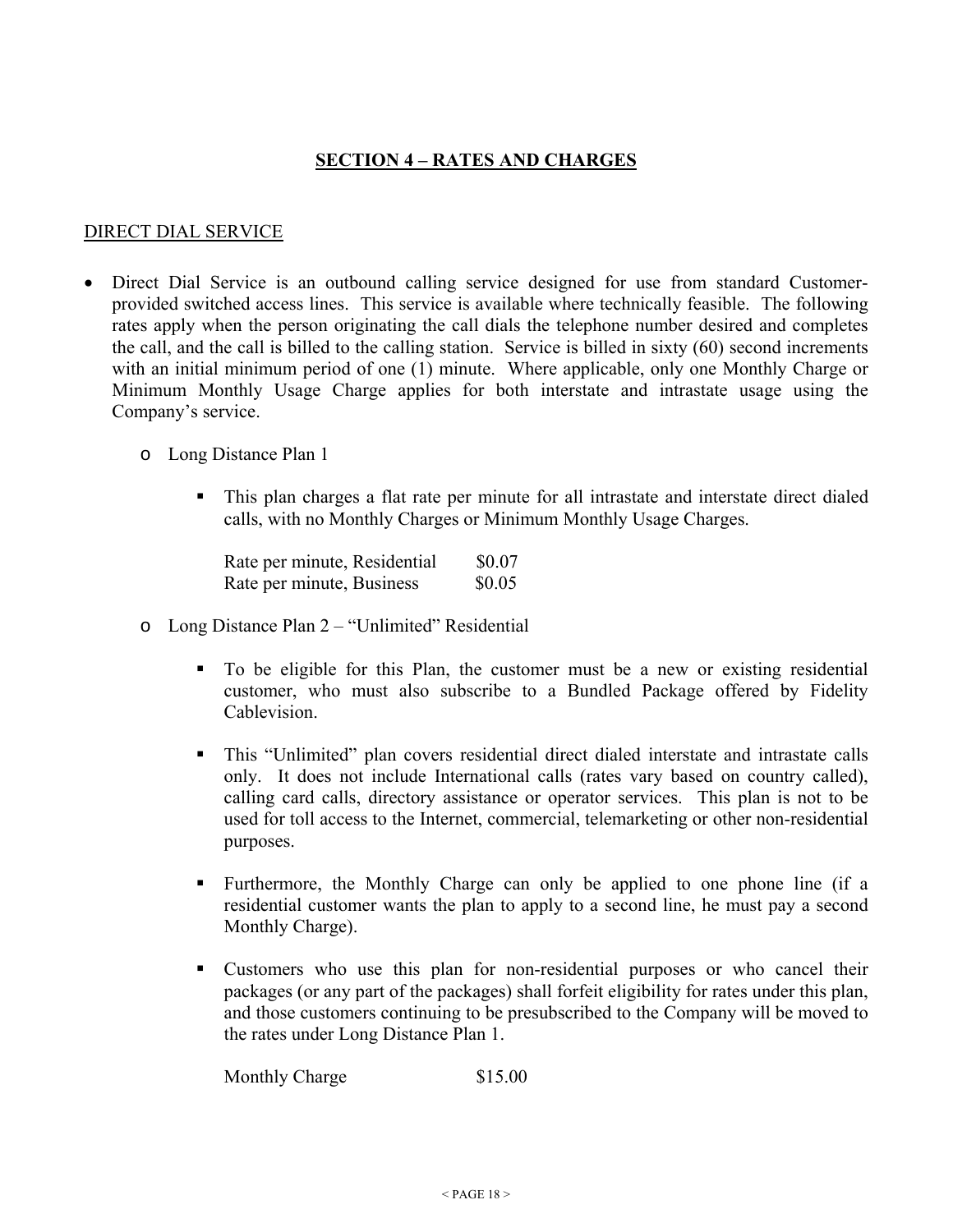# SECTION 4 – RATES AND CHARGES

## DIRECT DIAL SERVICE

- Direct Dial Service is an outbound calling service designed for use from standard Customer-provided switched access lines. This service is available where technically feasible. The following rates apply when the person originating the call dials the telephone number desired and completes the call, and the call is billed to the calling station. Service is billed in sixty (60) second increments with an initial minimum period of one (1) minute. Where applicable, only one Monthly Charge or Minimum Monthly Usage Charge applies for both interstate and intrastate usage using the Company's service.

  - Long Distance Plan 1

    - This plan charges a flat rate per minute for all intrastate and interstate direct dialed calls, with no Monthly Charges or Minimum Monthly Usage Charges.

      | | |
      |---|---|
      | Rate per minute, Residential | $0.07 |
      | Rate per minute, Business | $0.05 |

  - Long Distance Plan 2 – "Unlimited" Residential

    - To be eligible for this Plan, the customer must be a new or existing residential customer, who must also subscribe to a Bundled Package offered by Fidelity Cablevision.

    - This "Unlimited" plan covers residential direct dialed interstate and intrastate calls only. It does not include International calls (rates vary based on country called), calling card calls, directory assistance or operator services. This plan is not to be used for toll access to the Internet, commercial, telemarketing or other non-residential purposes.

    - Furthermore, the Monthly Charge can only be applied to one phone line (if a residential customer wants the plan to apply to a second line, he must pay a second Monthly Charge).

    - Customers who use this plan for non-residential purposes or who cancel their packages (or any part of the packages) shall forfeit eligibility for rates under this plan, and those customers continuing to be presubscribed to the Company will be moved to the rates under Long Distance Plan 1.

      | | |
      |---|---|
      | Monthly Charge | $15.00 |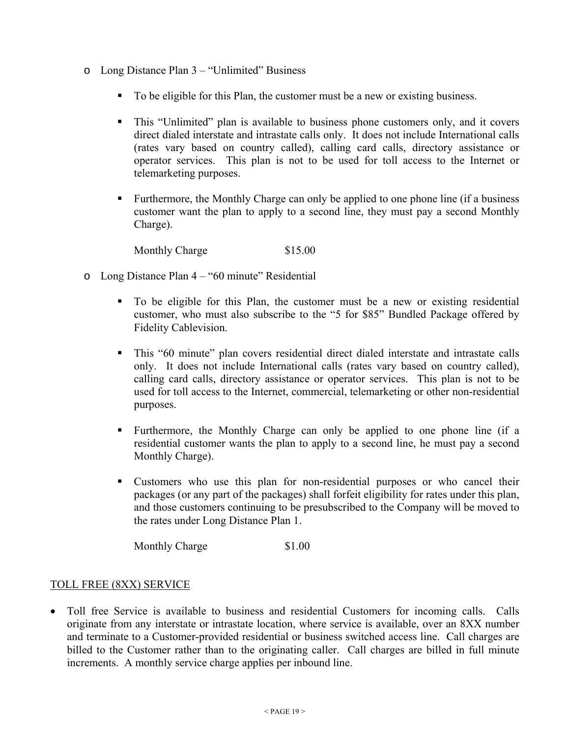- Long Distance Plan 3 – "Unlimited" Business

    - To be eligible for this Plan, the customer must be a new or existing business.

    - This "Unlimited" plan is available to business phone customers only, and it covers direct dialed interstate and intrastate calls only. It does not include International calls (rates vary based on country called), calling card calls, directory assistance or operator services. This plan is not to be used for toll access to the Internet or telemarketing purposes.

    - Furthermore, the Monthly Charge can only be applied to one phone line (if a business customer want the plan to apply to a second line, they must pay a second Monthly Charge).

    Monthly Charge $15.00

- Long Distance Plan 4 – "60 minute" Residential

    - To be eligible for this Plan, the customer must be a new or existing residential customer, who must also subscribe to the "5 for $85" Bundled Package offered by Fidelity Cablevision.

    - This "60 minute" plan covers residential direct dialed interstate and intrastate calls only. It does not include International calls (rates vary based on country called), calling card calls, directory assistance or operator services. This plan is not to be used for toll access to the Internet, commercial, telemarketing or other non-residential purposes.

    - Furthermore, the Monthly Charge can only be applied to one phone line (if a residential customer wants the plan to apply to a second line, he must pay a second Monthly Charge).

    - Customers who use this plan for non-residential purposes or who cancel their packages (or any part of the packages) shall forfeit eligibility for rates under this plan, and those customers continuing to be presubscribed to the Company will be moved to the rates under Long Distance Plan 1.

    Monthly Charge $1.00

<u>TOLL FREE (8XX) SERVICE</u>

- Toll free Service is available to business and residential Customers for incoming calls. Calls originate from any interstate or intrastate location, where service is available, over an 8XX number and terminate to a Customer-provided residential or business switched access line. Call charges are billed to the Customer rather than to the originating caller. Call charges are billed in full minute increments. A monthly service charge applies per inbound line.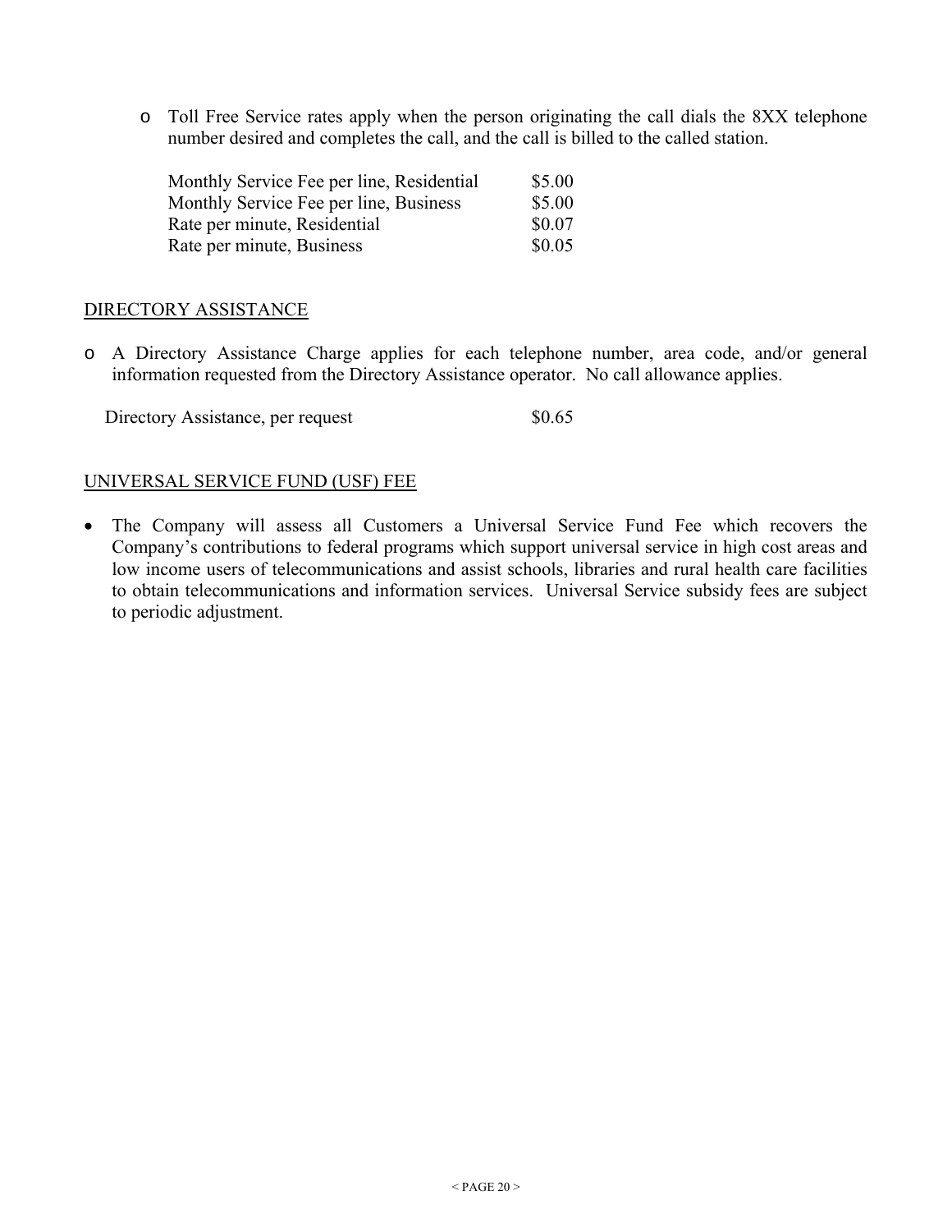- Toll Free Service rates apply when the person originating the call dials the 8XX telephone number desired and completes the call, and the call is billed to the called station.

| | |
|---|---|
| Monthly Service Fee per line, Residential | $5.00 |
| Monthly Service Fee per line, Business | $5.00 |
| Rate per minute, Residential | $0.07 |
| Rate per minute, Business | $0.05 |

DIRECTORY ASSISTANCE

- A Directory Assistance Charge applies for each telephone number, area code, and/or general information requested from the Directory Assistance operator. No call allowance applies.

| | |
|---|---|
| Directory Assistance, per request | $0.65 |

UNIVERSAL SERVICE FUND (USF) FEE

- The Company will assess all Customers a Universal Service Fund Fee which recovers the Company's contributions to federal programs which support universal service in high cost areas and low income users of telecommunications and assist schools, libraries and rural health care facilities to obtain telecommunications and information services. Universal Service subsidy fees are subject to periodic adjustment.